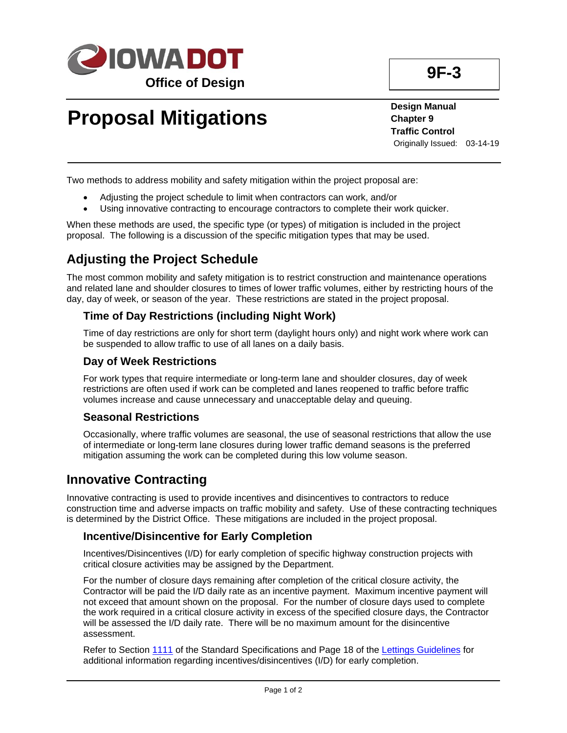IOWA DOT

Office of Design

**9F-3**

# Proposal Mitigations

**Design Manual**
**Chapter 9**
**Traffic Control**
Originally Issued: 03-14-19

Two methods to address mobility and safety mitigation within the project proposal are:

- Adjusting the project schedule to limit when contractors can work, and/or
- Using innovative contracting to encourage contractors to complete their work quicker.

When these methods are used, the specific type (or types) of mitigation is included in the project proposal. The following is a discussion of the specific mitigation types that may be used.

## Adjusting the Project Schedule

The most common mobility and safety mitigation is to restrict construction and maintenance operations and related lane and shoulder closures to times of lower traffic volumes, either by restricting hours of the day, day of week, or season of the year. These restrictions are stated in the project proposal.

### Time of Day Restrictions (including Night Work)

Time of day restrictions are only for short term (daylight hours only) and night work where work can be suspended to allow traffic to use of all lanes on a daily basis.

### Day of Week Restrictions

For work types that require intermediate or long-term lane and shoulder closures, day of week restrictions are often used if work can be completed and lanes reopened to traffic before traffic volumes increase and cause unnecessary and unacceptable delay and queuing.

### Seasonal Restrictions

Occasionally, where traffic volumes are seasonal, the use of seasonal restrictions that allow the use of intermediate or long-term lane closures during lower traffic demand seasons is the preferred mitigation assuming the work can be completed during this low volume season.

## Innovative Contracting

Innovative contracting is used to provide incentives and disincentives to contractors to reduce construction time and adverse impacts on traffic mobility and safety. Use of these contracting techniques is determined by the District Office. These mitigations are included in the project proposal.

### Incentive/Disincentive for Early Completion

Incentives/Disincentives (I/D) for early completion of specific highway construction projects with critical closure activities may be assigned by the Department.

For the number of closure days remaining after completion of the critical closure activity, the Contractor will be paid the I/D daily rate as an incentive payment. Maximum incentive payment will not exceed that amount shown on the proposal. For the number of closure days used to complete the work required in a critical closure activity in excess of the specified closure days, the Contractor will be assessed the I/D daily rate. There will be no maximum amount for the disincentive assessment.

Refer to Section 1111 of the Standard Specifications and Page 18 of the Lettings Guidelines for additional information regarding incentives/disincentives (I/D) for early completion.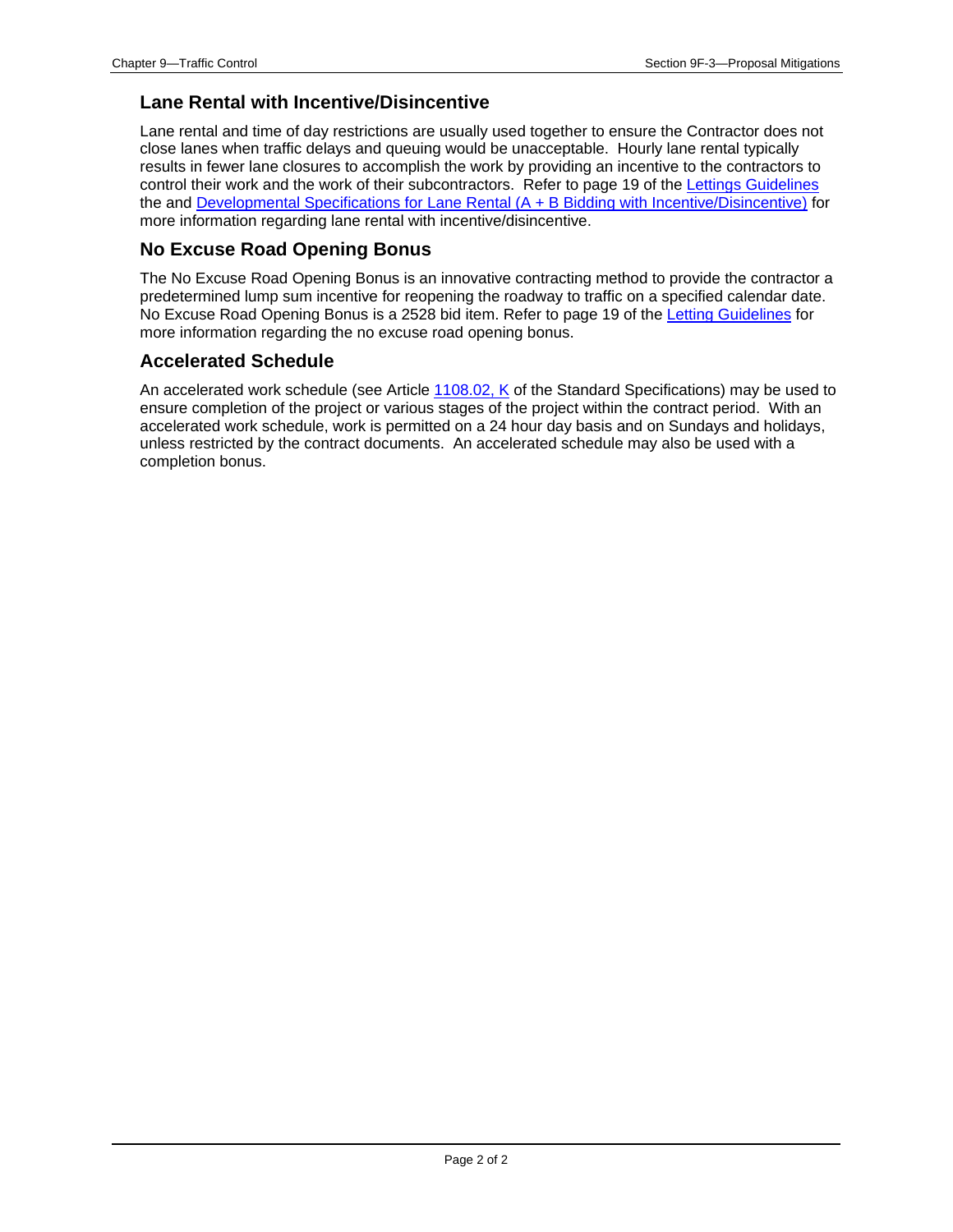## Lane Rental with Incentive/Disincentive

Lane rental and time of day restrictions are usually used together to ensure the Contractor does not close lanes when traffic delays and queuing would be unacceptable. Hourly lane rental typically results in fewer lane closures to accomplish the work by providing an incentive to the contractors to control their work and the work of their subcontractors. Refer to page 19 of the Lettings Guidelines the and Developmental Specifications for Lane Rental (A + B Bidding with Incentive/Disincentive) for more information regarding lane rental with incentive/disincentive.

## No Excuse Road Opening Bonus

The No Excuse Road Opening Bonus is an innovative contracting method to provide the contractor a predetermined lump sum incentive for reopening the roadway to traffic on a specified calendar date. No Excuse Road Opening Bonus is a 2528 bid item. Refer to page 19 of the Letting Guidelines for more information regarding the no excuse road opening bonus.

## Accelerated Schedule

An accelerated work schedule (see Article 1108.02, K of the Standard Specifications) may be used to ensure completion of the project or various stages of the project within the contract period. With an accelerated work schedule, work is permitted on a 24 hour day basis and on Sundays and holidays, unless restricted by the contract documents. An accelerated schedule may also be used with a completion bonus.